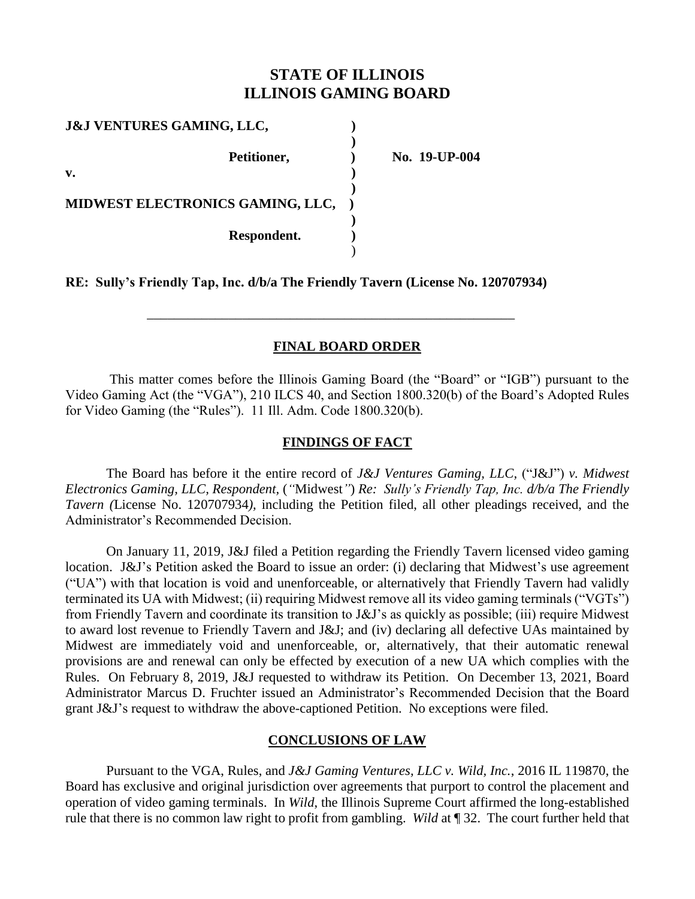# STATE OF ILLINOIS
# ILLINOIS GAMING BOARD

**J&J VENTURES GAMING, LLC,**

**Petitioner,**

**v.**

**MIDWEST ELECTRONICS GAMING, LLC,**

**Respondent.**

**No. 19-UP-004**

**RE: Sully's Friendly Tap, Inc. d/b/a The Friendly Tavern (License No. 120707934)**

---

## FINAL BOARD ORDER

This matter comes before the Illinois Gaming Board (the "Board" or "IGB") pursuant to the Video Gaming Act (the "VGA"), 210 ILCS 40, and Section 1800.320(b) of the Board's Adopted Rules for Video Gaming (the "Rules"). 11 Ill. Adm. Code 1800.320(b).

## FINDINGS OF FACT

The Board has before it the entire record of *J&J Ventures Gaming, LLC,* ("J&J") *v. Midwest Electronics Gaming, LLC, Respondent,* (*"*Midwest*"*) *Re: Sully's Friendly Tap, Inc. d/b/a The Friendly Tavern (*License No. 120707934*),* including the Petition filed, all other pleadings received, and the Administrator's Recommended Decision.

On January 11, 2019, J&J filed a Petition regarding the Friendly Tavern licensed video gaming location. J&J's Petition asked the Board to issue an order: (i) declaring that Midwest's use agreement ("UA") with that location is void and unenforceable, or alternatively that Friendly Tavern had validly terminated its UA with Midwest; (ii) requiring Midwest remove all its video gaming terminals ("VGTs") from Friendly Tavern and coordinate its transition to J&J's as quickly as possible; (iii) require Midwest to award lost revenue to Friendly Tavern and J&J; and (iv) declaring all defective UAs maintained by Midwest are immediately void and unenforceable, or, alternatively, that their automatic renewal provisions are and renewal can only be effected by execution of a new UA which complies with the Rules. On February 8, 2019, J&J requested to withdraw its Petition. On December 13, 2021, Board Administrator Marcus D. Fruchter issued an Administrator's Recommended Decision that the Board grant J&J's request to withdraw the above-captioned Petition. No exceptions were filed.

## CONCLUSIONS OF LAW

Pursuant to the VGA, Rules, and *J&J Gaming Ventures, LLC v. Wild, Inc.*, 2016 IL 119870, the Board has exclusive and original jurisdiction over agreements that purport to control the placement and operation of video gaming terminals. In *Wild*, the Illinois Supreme Court affirmed the long-established rule that there is no common law right to profit from gambling. *Wild* at ¶ 32. The court further held that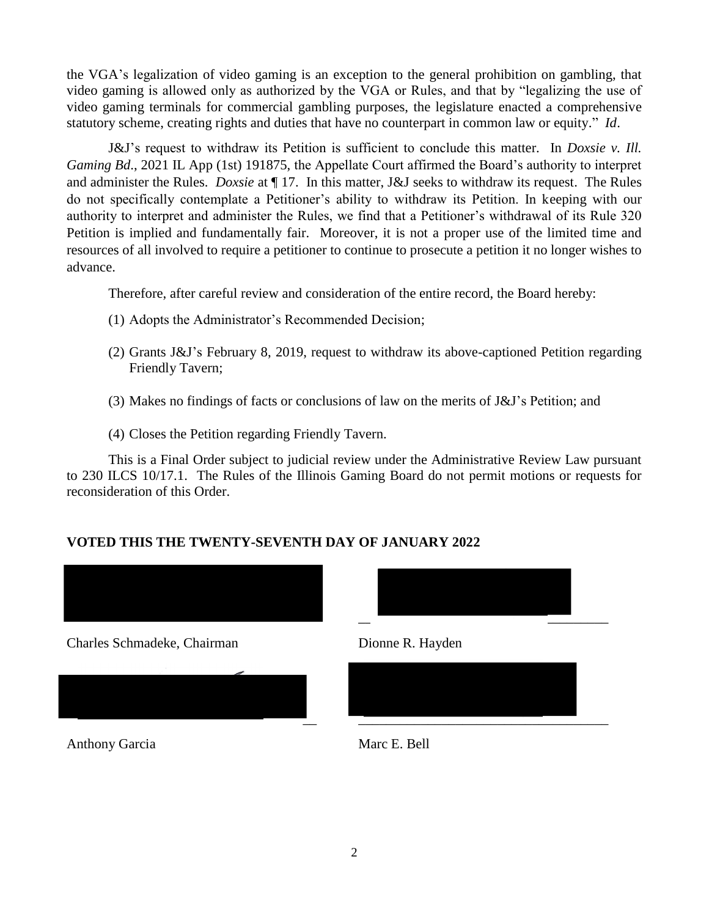the VGA's legalization of video gaming is an exception to the general prohibition on gambling, that video gaming is allowed only as authorized by the VGA or Rules, and that by "legalizing the use of video gaming terminals for commercial gambling purposes, the legislature enacted a comprehensive statutory scheme, creating rights and duties that have no counterpart in common law or equity." *Id*.

J&J's request to withdraw its Petition is sufficient to conclude this matter. In *Doxsie v. Ill. Gaming Bd*., 2021 IL App (1st) 191875, the Appellate Court affirmed the Board's authority to interpret and administer the Rules. *Doxsie* at ¶ 17. In this matter, J&J seeks to withdraw its request. The Rules do not specifically contemplate a Petitioner's ability to withdraw its Petition. In keeping with our authority to interpret and administer the Rules, we find that a Petitioner's withdrawal of its Rule 320 Petition is implied and fundamentally fair. Moreover, it is not a proper use of the limited time and resources of all involved to require a petitioner to continue to prosecute a petition it no longer wishes to advance.

Therefore, after careful review and consideration of the entire record, the Board hereby:

(1) Adopts the Administrator's Recommended Decision;

(2) Grants J&J's February 8, 2019, request to withdraw its above-captioned Petition regarding Friendly Tavern;

(3) Makes no findings of facts or conclusions of law on the merits of J&J's Petition; and

(4) Closes the Petition regarding Friendly Tavern.

This is a Final Order subject to judicial review under the Administrative Review Law pursuant to 230 ILCS 10/17.1. The Rules of the Illinois Gaming Board do not permit motions or requests for reconsideration of this Order.

**VOTED THIS THE TWENTY-SEVENTH DAY OF JANUARY 2022**

Charles Schmadeke, Chairman

Dionne R. Hayden

Anthony Garcia

Marc E. Bell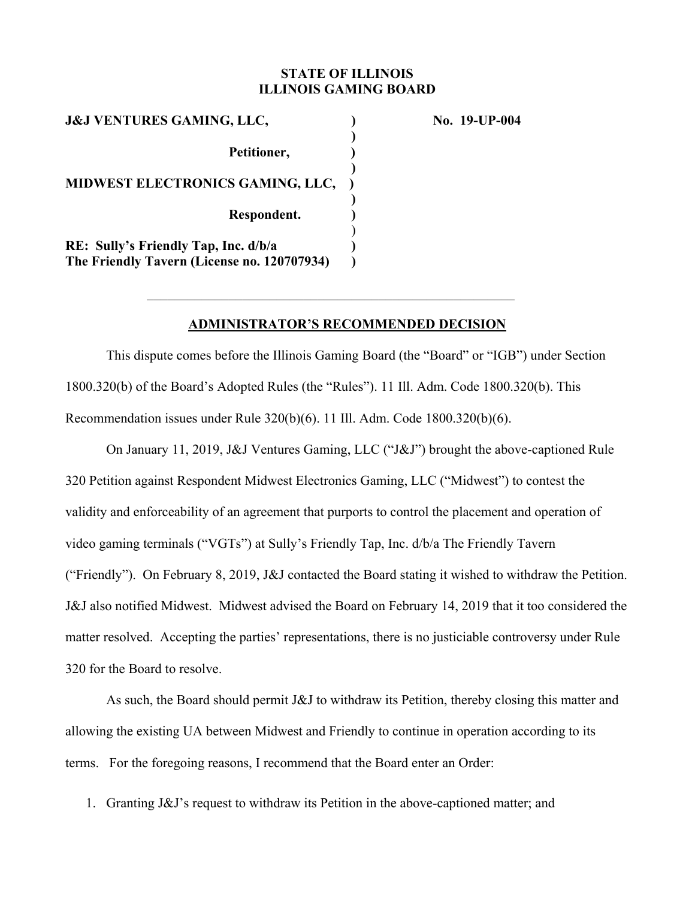**STATE OF ILLINOIS**
**ILLINOIS GAMING BOARD**

| | | |
|---|---|---|
| **J&J VENTURES GAMING, LLC,** | **)** | **No. 19-UP-004** |
| | **)** | |
| **Petitioner,** | **)** | |
| | **)** | |
| **MIDWEST ELECTRONICS GAMING, LLC,** | **)** | |
| | **)** | |
| **Respondent.** | **)** | |
| | ) | |
| **RE: Sully's Friendly Tap, Inc. d/b/a** | **)** | |
| **The Friendly Tavern (License no. 120707934)** | **)** | |

---

## ADMINISTRATOR'S RECOMMENDED DECISION

This dispute comes before the Illinois Gaming Board (the "Board" or "IGB") under Section 1800.320(b) of the Board's Adopted Rules (the "Rules"). 11 Ill. Adm. Code 1800.320(b). This Recommendation issues under Rule 320(b)(6). 11 Ill. Adm. Code 1800.320(b)(6).

On January 11, 2019, J&J Ventures Gaming, LLC ("J&J") brought the above-captioned Rule 320 Petition against Respondent Midwest Electronics Gaming, LLC ("Midwest") to contest the validity and enforceability of an agreement that purports to control the placement and operation of video gaming terminals ("VGTs") at Sully's Friendly Tap, Inc. d/b/a The Friendly Tavern ("Friendly"). On February 8, 2019, J&J contacted the Board stating it wished to withdraw the Petition. J&J also notified Midwest. Midwest advised the Board on February 14, 2019 that it too considered the matter resolved. Accepting the parties' representations, there is no justiciable controversy under Rule 320 for the Board to resolve.

As such, the Board should permit J&J to withdraw its Petition, thereby closing this matter and allowing the existing UA between Midwest and Friendly to continue in operation according to its terms. For the foregoing reasons, I recommend that the Board enter an Order:

1. Granting J&J's request to withdraw its Petition in the above-captioned matter; and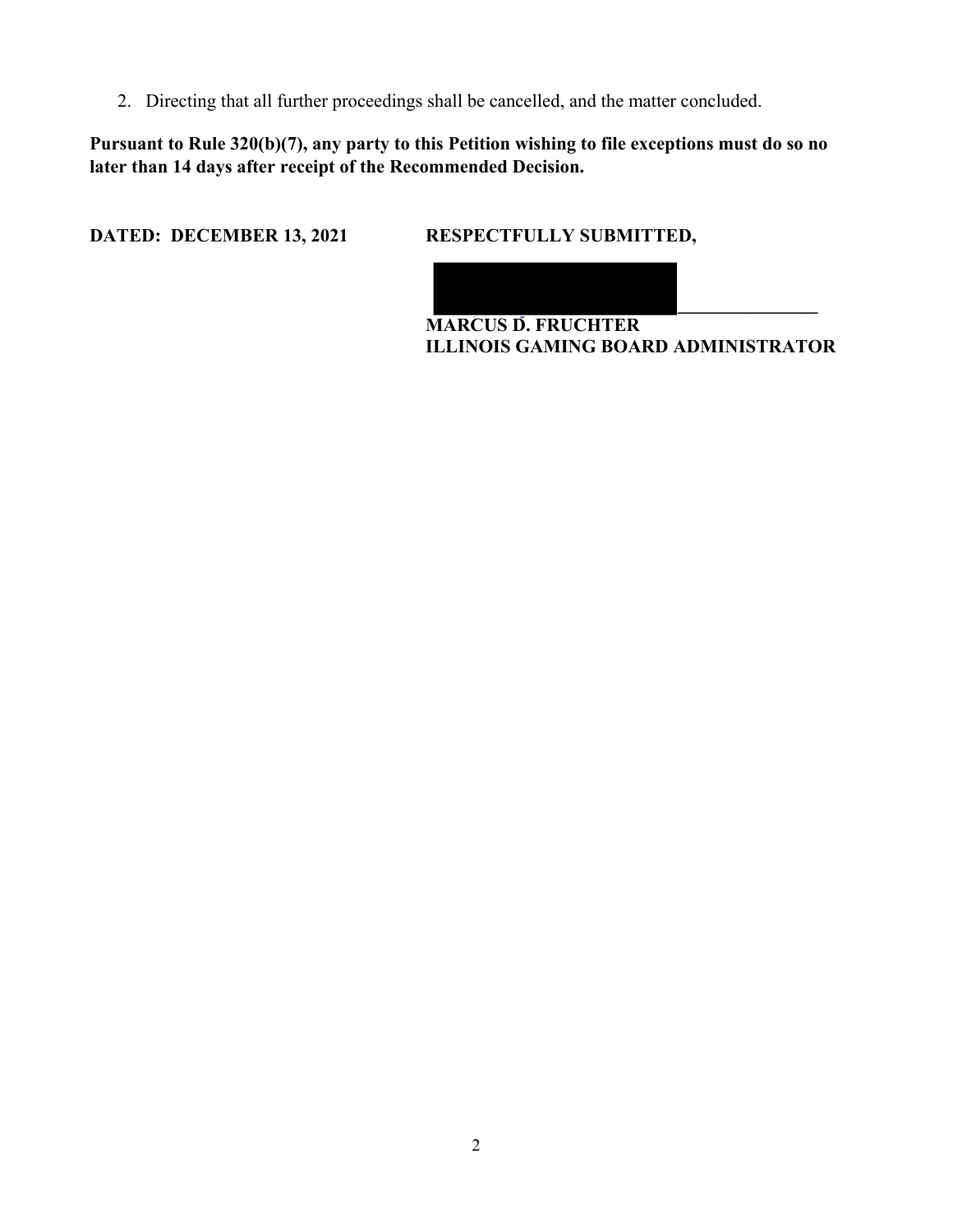2. Directing that all further proceedings shall be cancelled, and the matter concluded.

**Pursuant to Rule 320(b)(7), any party to this Petition wishing to file exceptions must do so no later than 14 days after receipt of the Recommended Decision.**

**DATED: DECEMBER 13, 2021** **RESPECTFULLY SUBMITTED,**

______________________________

**MARCUS D. FRUCHTER**
**ILLINOIS GAMING BOARD ADMINISTRATOR**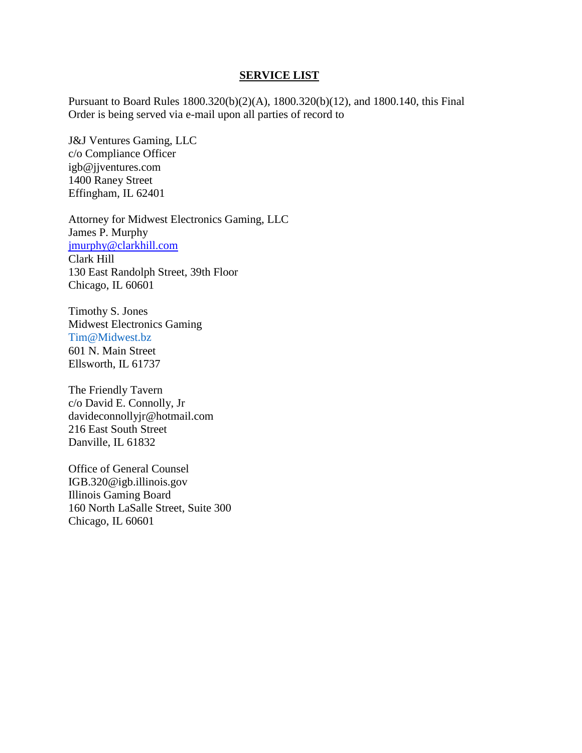**SERVICE LIST**

Pursuant to Board Rules 1800.320(b)(2)(A), 1800.320(b)(12), and 1800.140, this Final Order is being served via e-mail upon all parties of record to

J&J Ventures Gaming, LLC
c/o Compliance Officer
igb@jjventures.com
1400 Raney Street
Effingham, IL 62401

Attorney for Midwest Electronics Gaming, LLC
James P. Murphy
jmurphy@clarkhill.com
Clark Hill
130 East Randolph Street, 39th Floor
Chicago, IL 60601

Timothy S. Jones
Midwest Electronics Gaming
Tim@Midwest.bz
601 N. Main Street
Ellsworth, IL 61737

The Friendly Tavern
c/o David E. Connolly, Jr
davideconnollyjr@hotmail.com
216 East South Street
Danville, IL 61832

Office of General Counsel
IGB.320@igb.illinois.gov
Illinois Gaming Board
160 North LaSalle Street, Suite 300
Chicago, IL 60601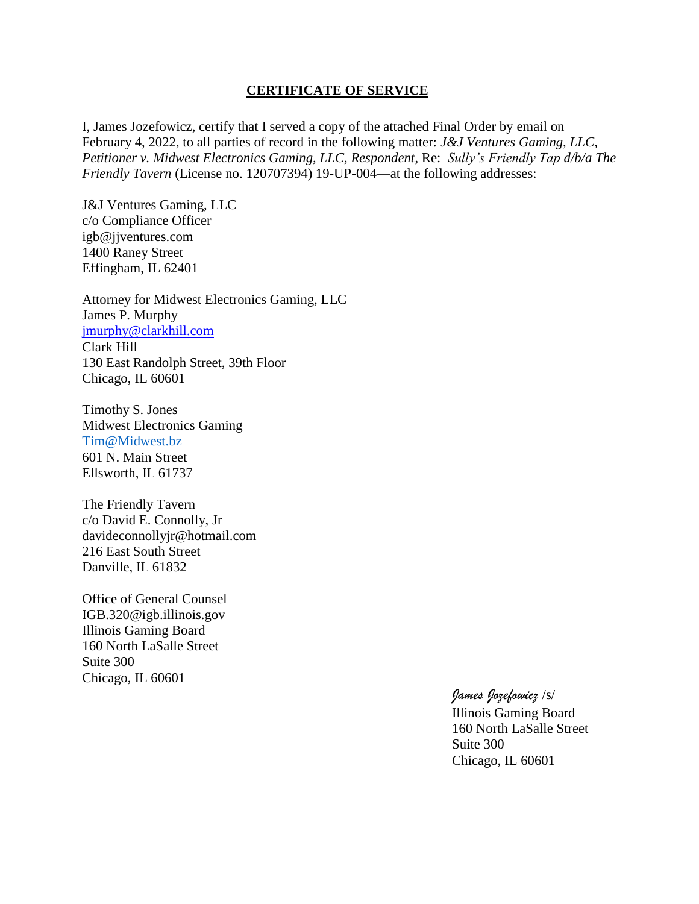## CERTIFICATE OF SERVICE

I, James Jozefowicz, certify that I served a copy of the attached Final Order by email on February 4, 2022, to all parties of record in the following matter: *J&J Ventures Gaming, LLC, Petitioner v. Midwest Electronics Gaming, LLC, Respondent*, Re: *Sully's Friendly Tap d/b/a The Friendly Tavern* (License no. 120707394) 19-UP-004—at the following addresses:

J&J Ventures Gaming, LLC
c/o Compliance Officer
igb@jjventures.com
1400 Raney Street
Effingham, IL 62401

Attorney for Midwest Electronics Gaming, LLC
James P. Murphy
jmurphy@clarkhill.com
Clark Hill
130 East Randolph Street, 39th Floor
Chicago, IL 60601

Timothy S. Jones
Midwest Electronics Gaming
Tim@Midwest.bz
601 N. Main Street
Ellsworth, IL 61737

The Friendly Tavern
c/o David E. Connolly, Jr
davideconnollyjr@hotmail.com
216 East South Street
Danville, IL 61832

Office of General Counsel
IGB.320@igb.illinois.gov
Illinois Gaming Board
160 North LaSalle Street
Suite 300
Chicago, IL 60601

*James Jozefowicz* /s/
Illinois Gaming Board
160 North LaSalle Street
Suite 300
Chicago, IL 60601